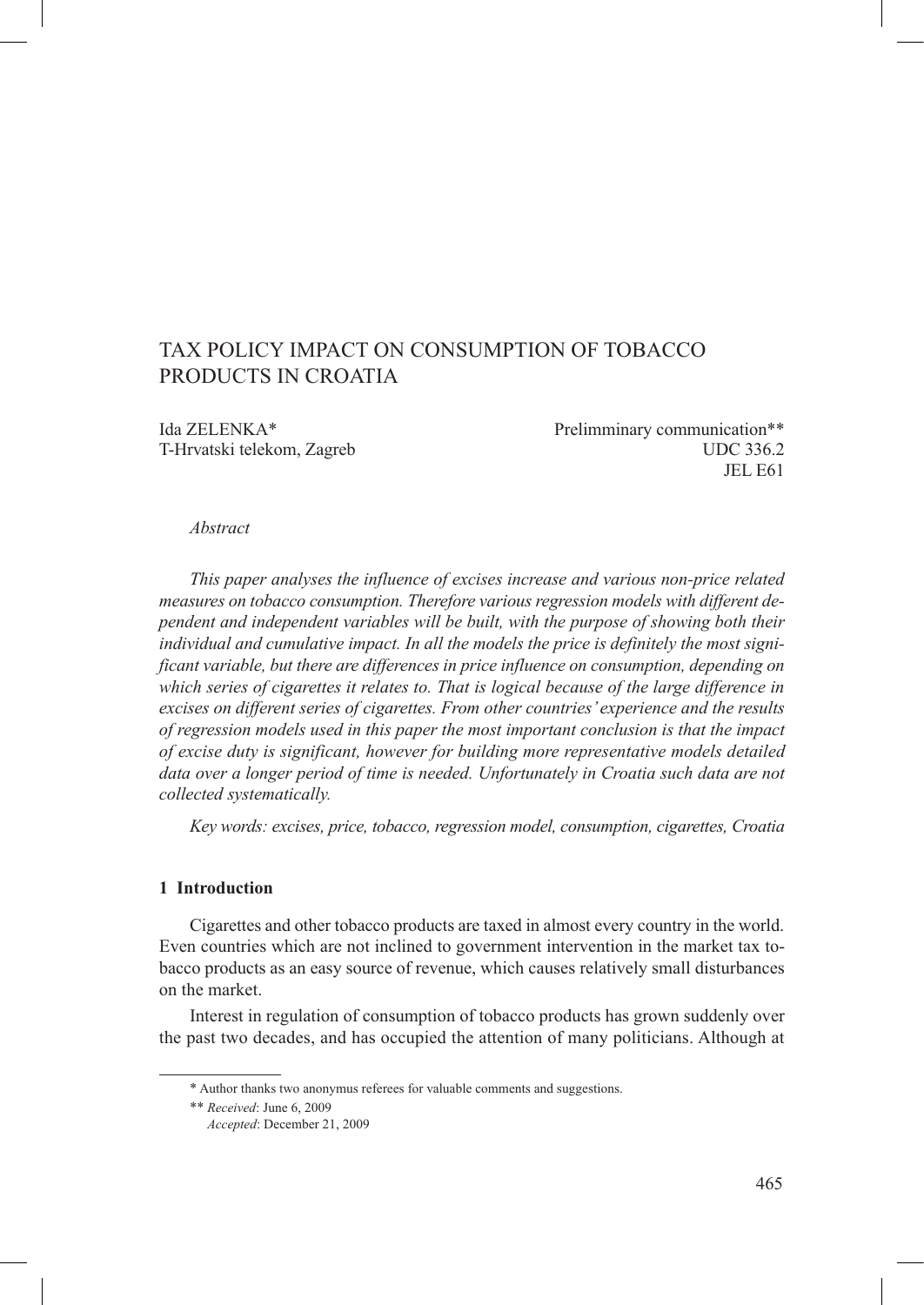# TAX POLICY IMPACT ON CONSUMPTION OF TOBACCO PRODUCTS IN CROATIA

Ida ZELENKA*
T-Hrvatski telekom, Zagreb

Prelimminary communication**
UDC 336.2
JEL E61

*Abstract*

*This paper analyses the influence of excises increase and various non-price related measures on tobacco consumption. Therefore various regression models with different dependent and independent variables will be built, with the purpose of showing both their individual and cumulative impact. In all the models the price is definitely the most significant variable, but there are differences in price influence on consumption, depending on which series of cigarettes it relates to. That is logical because of the large difference in excises on different series of cigarettes. From other countries' experience and the results of regression models used in this paper the most important conclusion is that the impact of excise duty is significant, however for building more representative models detailed data over a longer period of time is needed. Unfortunately in Croatia such data are not collected systematically.*

*Key words: excises, price, tobacco, regression model, consumption, cigarettes, Croatia*

## 1 Introduction

Cigarettes and other tobacco products are taxed in almost every country in the world. Even countries which are not inclined to government intervention in the market tax tobacco products as an easy source of revenue, which causes relatively small disturbances on the market.

Interest in regulation of consumption of tobacco products has grown suddenly over the past two decades, and has occupied the attention of many politicians. Although at

---

\* Author thanks two anonymus referees for valuable comments and suggestions.

\*\* *Received*: June 6, 2009
*Accepted*: December 21, 2009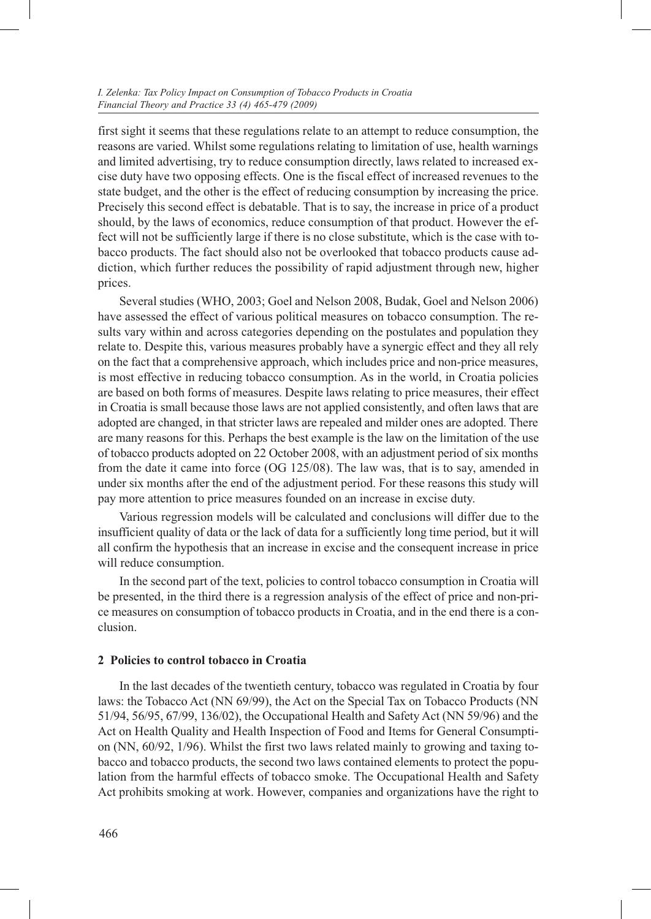first sight it seems that these regulations relate to an attempt to reduce consumption, the reasons are varied. Whilst some regulations relating to limitation of use, health warnings and limited advertising, try to reduce consumption directly, laws related to increased excise duty have two opposing effects. One is the fiscal effect of increased revenues to the state budget, and the other is the effect of reducing consumption by increasing the price. Precisely this second effect is debatable. That is to say, the increase in price of a product should, by the laws of economics, reduce consumption of that product. However the effect will not be sufficiently large if there is no close substitute, which is the case with tobacco products. The fact should also not be overlooked that tobacco products cause addiction, which further reduces the possibility of rapid adjustment through new, higher prices.

Several studies (WHO, 2003; Goel and Nelson 2008, Budak, Goel and Nelson 2006) have assessed the effect of various political measures on tobacco consumption. The results vary within and across categories depending on the postulates and population they relate to. Despite this, various measures probably have a synergic effect and they all rely on the fact that a comprehensive approach, which includes price and non-price measures, is most effective in reducing tobacco consumption. As in the world, in Croatia policies are based on both forms of measures. Despite laws relating to price measures, their effect in Croatia is small because those laws are not applied consistently, and often laws that are adopted are changed, in that stricter laws are repealed and milder ones are adopted. There are many reasons for this. Perhaps the best example is the law on the limitation of the use of tobacco products adopted on 22 October 2008, with an adjustment period of six months from the date it came into force (OG 125/08). The law was, that is to say, amended in under six months after the end of the adjustment period. For these reasons this study will pay more attention to price measures founded on an increase in excise duty.

Various regression models will be calculated and conclusions will differ due to the insufficient quality of data or the lack of data for a sufficiently long time period, but it will all confirm the hypothesis that an increase in excise and the consequent increase in price will reduce consumption.

In the second part of the text, policies to control tobacco consumption in Croatia will be presented, in the third there is a regression analysis of the effect of price and non-price measures on consumption of tobacco products in Croatia, and in the end there is a conclusion.

## 2 Policies to control tobacco in Croatia

In the last decades of the twentieth century, tobacco was regulated in Croatia by four laws: the Tobacco Act (NN 69/99), the Act on the Special Tax on Tobacco Products (NN 51/94, 56/95, 67/99, 136/02), the Occupational Health and Safety Act (NN 59/96) and the Act on Health Quality and Health Inspection of Food and Items for General Consumption (NN, 60/92, 1/96). Whilst the first two laws related mainly to growing and taxing tobacco and tobacco products, the second two laws contained elements to protect the population from the harmful effects of tobacco smoke. The Occupational Health and Safety Act prohibits smoking at work. However, companies and organizations have the right to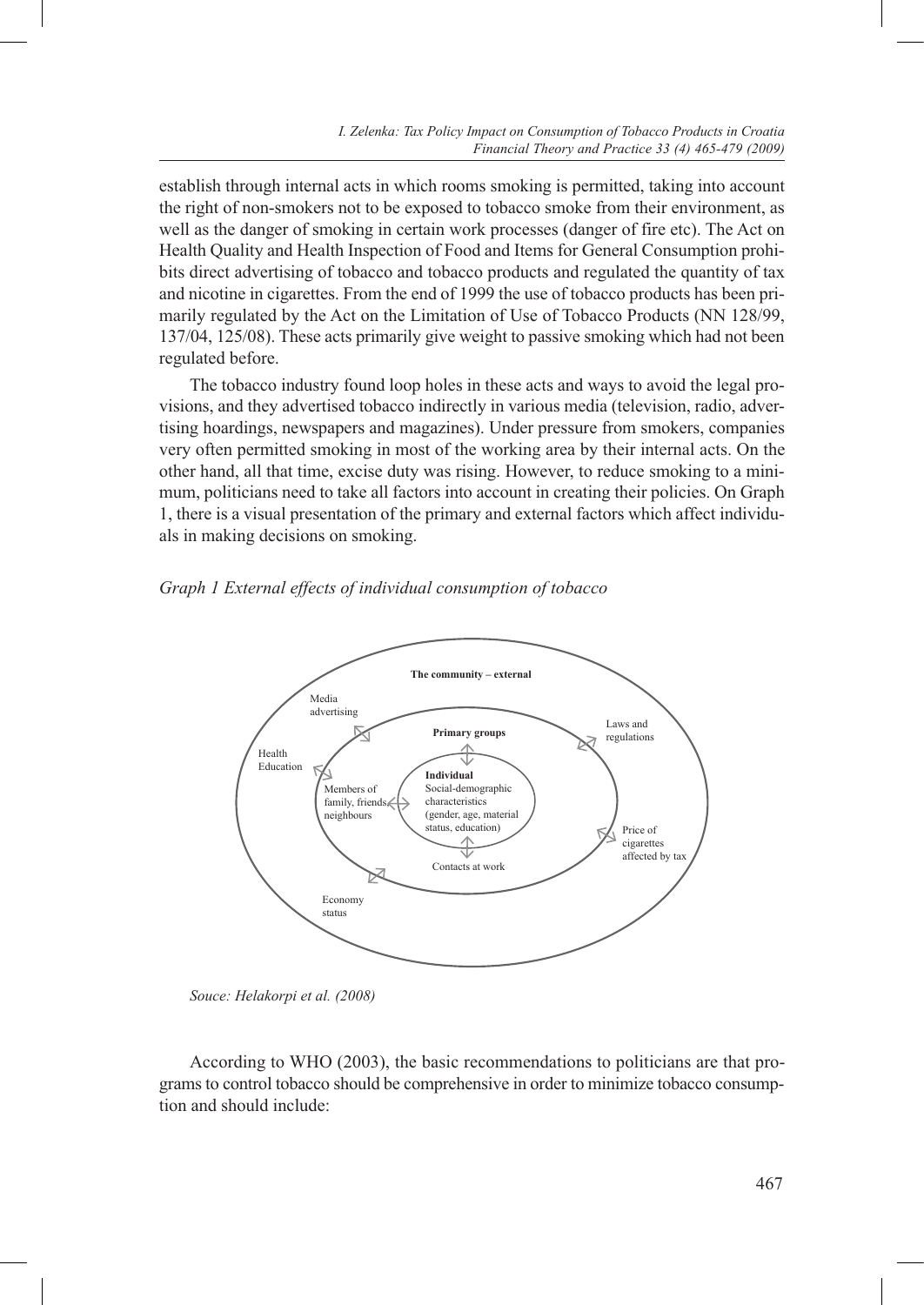establish through internal acts in which rooms smoking is permitted, taking into account the right of non-smokers not to be exposed to tobacco smoke from their environment, as well as the danger of smoking in certain work processes (danger of fire etc). The Act on Health Quality and Health Inspection of Food and Items for General Consumption prohibits direct advertising of tobacco and tobacco products and regulated the quantity of tax and nicotine in cigarettes. From the end of 1999 the use of tobacco products has been primarily regulated by the Act on the Limitation of Use of Tobacco Products (NN 128/99, 137/04, 125/08). These acts primarily give weight to passive smoking which had not been regulated before.

The tobacco industry found loop holes in these acts and ways to avoid the legal provisions, and they advertised tobacco indirectly in various media (television, radio, advertising hoardings, newspapers and magazines). Under pressure from smokers, companies very often permitted smoking in most of the working area by their internal acts. On the other hand, all that time, excise duty was rising. However, to reduce smoking to a minimum, politicians need to take all factors into account in creating their policies. On Graph 1, there is a visual presentation of the primary and external factors which affect individuals in making decisions on smoking.

*Graph 1 External effects of individual consumption of tobacco*

**The community – external**

Media advertising

Laws and regulations

Health Education

Price of cigarettes affected by tax

Economy status

**Primary groups**

Members of family, friends, neighbours

Contacts at work

**Individual**
Social-demographic characteristics (gender, age, material status, education)

*Souce: Helakorpi et al. (2008)*

According to WHO (2003), the basic recommendations to politicians are that programs to control tobacco should be comprehensive in order to minimize tobacco consumption and should include: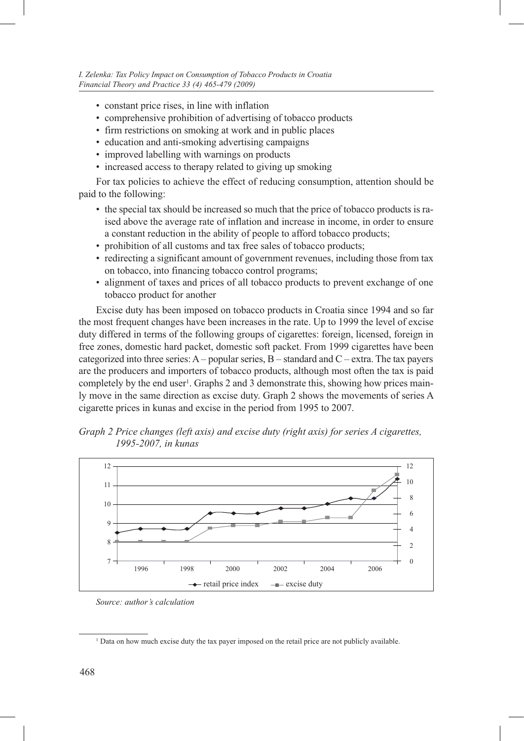- constant price rises, in line with inflation
- comprehensive prohibition of advertising of tobacco products
- firm restrictions on smoking at work and in public places
- education and anti-smoking advertising campaigns
- improved labelling with warnings on products
- increased access to therapy related to giving up smoking

For tax policies to achieve the effect of reducing consumption, attention should be paid to the following:

- the special tax should be increased so much that the price of tobacco products is raised above the average rate of inflation and increase in income, in order to ensure a constant reduction in the ability of people to afford tobacco products;
- prohibition of all customs and tax free sales of tobacco products;
- redirecting a significant amount of government revenues, including those from tax on tobacco, into financing tobacco control programs;
- alignment of taxes and prices of all tobacco products to prevent exchange of one tobacco product for another

Excise duty has been imposed on tobacco products in Croatia since 1994 and so far the most frequent changes have been increases in the rate. Up to 1999 the level of excise duty differed in terms of the following groups of cigarettes: foreign, licensed, foreign in free zones, domestic hard packet, domestic soft packet. From 1999 cigarettes have been categorized into three series: A – popular series, B – standard and C – extra. The tax payers are the producers and importers of tobacco products, although most often the tax is paid completely by the end user[1]. Graphs 2 and 3 demonstrate this, showing how prices mainly move in the same direction as excise duty. Graph 2 shows the movements of series A cigarette prices in kunas and excise in the period from 1995 to 2007.

*Graph 2 Price changes (left axis) and excise duty (right axis) for series A cigarettes, 1995-2007, in kunas*

*Source: author's calculation*

[1] Data on how much excise duty the tax payer imposed on the retail price are not publicly available.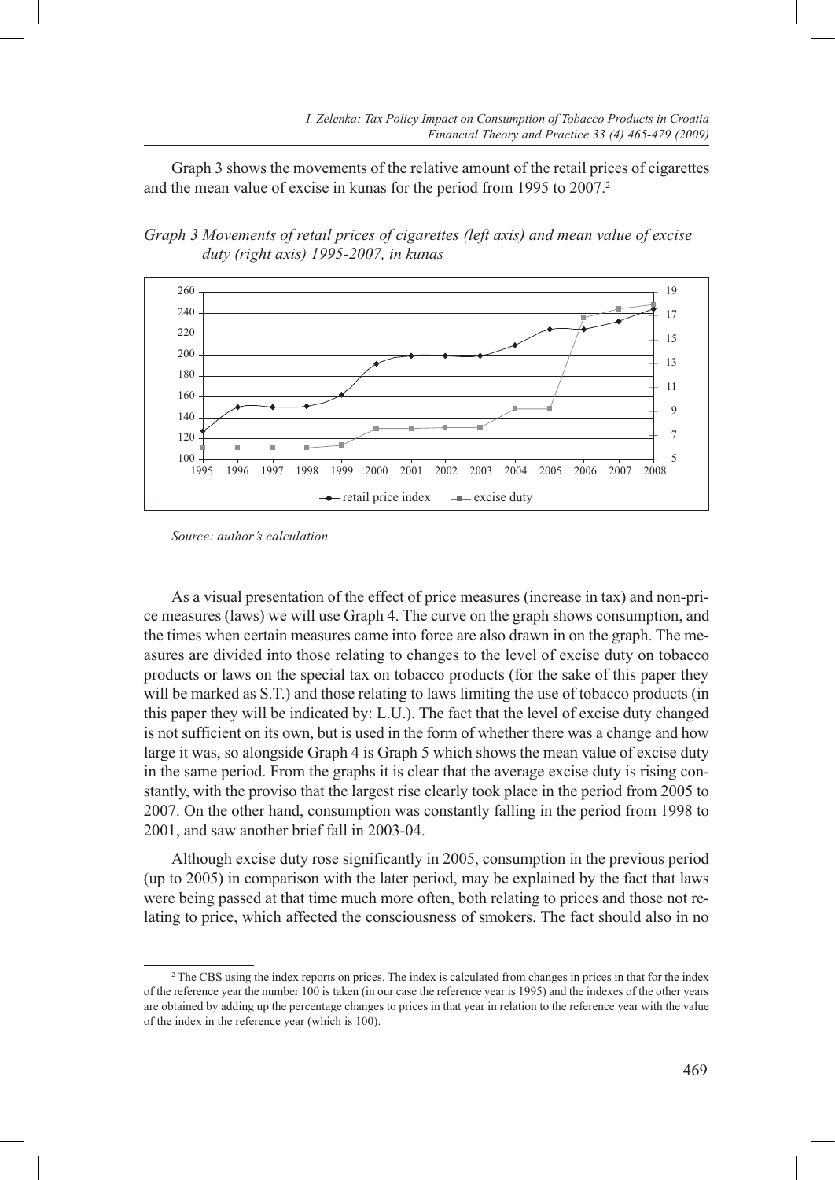Graph 3 shows the movements of the relative amount of the retail prices of cigarettes and the mean value of excise in kunas for the period from 1995 to 2007.[2]

*Graph 3 Movements of retail prices of cigarettes (left axis) and mean value of excise duty (right axis) 1995-2007, in kunas*

*Source: author's calculation*

As a visual presentation of the effect of price measures (increase in tax) and non-price measures (laws) we will use Graph 4. The curve on the graph shows consumption, and the times when certain measures came into force are also drawn in on the graph. The measures are divided into those relating to changes to the level of excise duty on tobacco products or laws on the special tax on tobacco products (for the sake of this paper they will be marked as S.T.) and those relating to laws limiting the use of tobacco products (in this paper they will be indicated by: L.U.). The fact that the level of excise duty changed is not sufficient on its own, but is used in the form of whether there was a change and how large it was, so alongside Graph 4 is Graph 5 which shows the mean value of excise duty in the same period. From the graphs it is clear that the average excise duty is rising constantly, with the proviso that the largest rise clearly took place in the period from 2005 to 2007. On the other hand, consumption was constantly falling in the period from 1998 to 2001, and saw another brief fall in 2003-04.

Although excise duty rose significantly in 2005, consumption in the previous period (up to 2005) in comparison with the later period, may be explained by the fact that laws were being passed at that time much more often, both relating to prices and those not relating to price, which affected the consciousness of smokers. The fact should also in no

[2] The CBS using the index reports on prices. The index is calculated from changes in prices in that for the index of the reference year the number 100 is taken (in our case the reference year is 1995) and the indexes of the other years are obtained by adding up the percentage changes to prices in that year in relation to the reference year with the value of the index in the reference year (which is 100).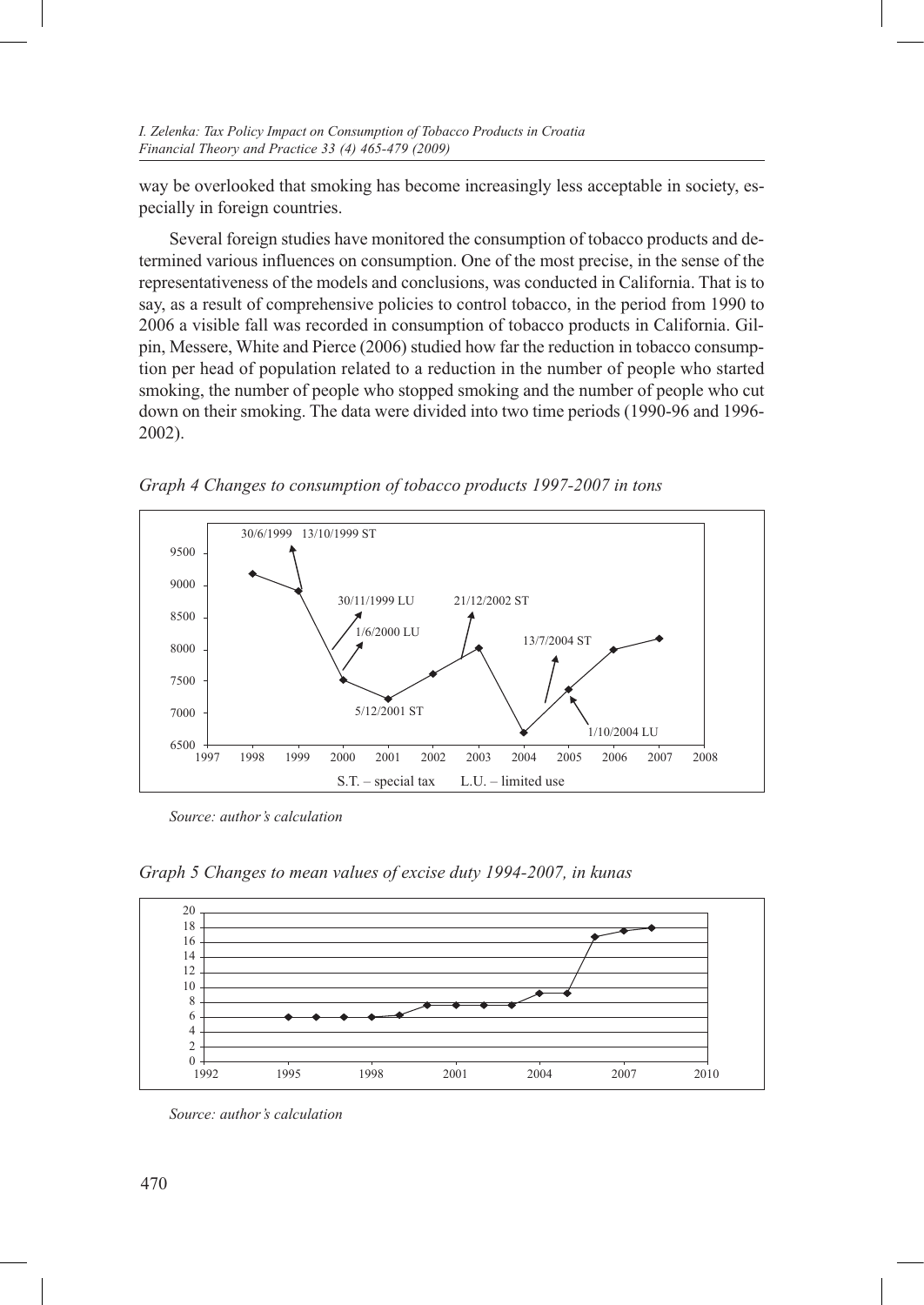way be overlooked that smoking has become increasingly less acceptable in society, especially in foreign countries.

Several foreign studies have monitored the consumption of tobacco products and determined various influences on consumption. One of the most precise, in the sense of the representativeness of the models and conclusions, was conducted in California. That is to say, as a result of comprehensive policies to control tobacco, in the period from 1990 to 2006 a visible fall was recorded in consumption of tobacco products in California. Gilpin, Messere, White and Pierce (2006) studied how far the reduction in tobacco consumption per head of population related to a reduction in the number of people who started smoking, the number of people who stopped smoking and the number of people who cut down on their smoking. The data were divided into two time periods (1990-96 and 1996-2002).

*Graph 4 Changes to consumption of tobacco products 1997-2007 in tons*

*Source: author's calculation*

*Graph 5 Changes to mean values of excise duty 1994-2007, in kunas*

*Source: author's calculation*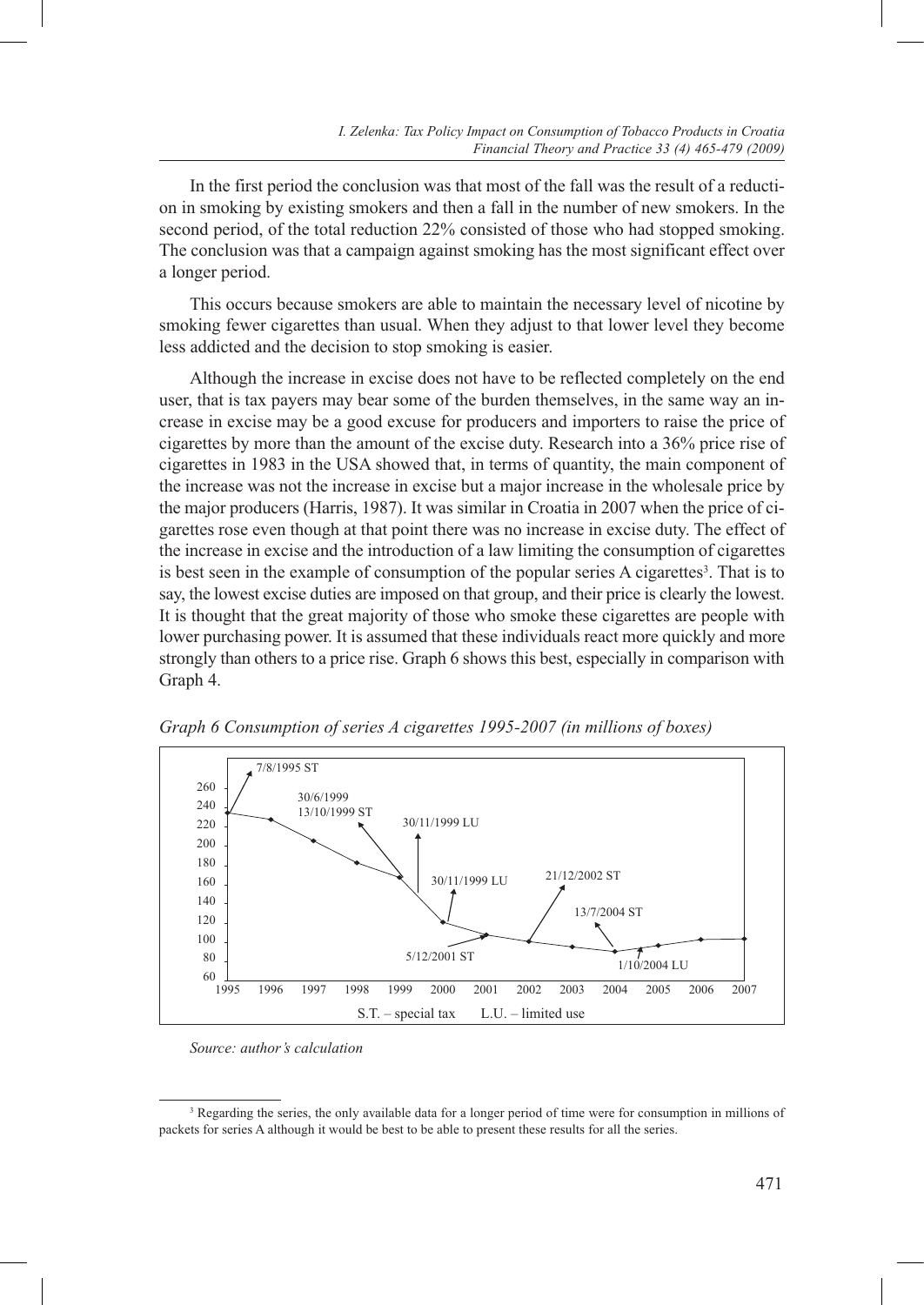In the first period the conclusion was that most of the fall was the result of a reduction in smoking by existing smokers and then a fall in the number of new smokers. In the second period, of the total reduction 22% consisted of those who had stopped smoking. The conclusion was that a campaign against smoking has the most significant effect over a longer period.

This occurs because smokers are able to maintain the necessary level of nicotine by smoking fewer cigarettes than usual. When they adjust to that lower level they become less addicted and the decision to stop smoking is easier.

Although the increase in excise does not have to be reflected completely on the end user, that is tax payers may bear some of the burden themselves, in the same way an increase in excise may be a good excuse for producers and importers to raise the price of cigarettes by more than the amount of the excise duty. Research into a 36% price rise of cigarettes in 1983 in the USA showed that, in terms of quantity, the main component of the increase was not the increase in excise but a major increase in the wholesale price by the major producers (Harris, 1987). It was similar in Croatia in 2007 when the price of cigarettes rose even though at that point there was no increase in excise duty. The effect of the increase in excise and the introduction of a law limiting the consumption of cigarettes is best seen in the example of consumption of the popular series A cigarettes[3]. That is to say, the lowest excise duties are imposed on that group, and their price is clearly the lowest. It is thought that the great majority of those who smoke these cigarettes are people with lower purchasing power. It is assumed that these individuals react more quickly and more strongly than others to a price rise. Graph 6 shows this best, especially in comparison with Graph 4.

*Graph 6 Consumption of series A cigarettes 1995-2007 (in millions of boxes)*

S.T. – special tax    L.U. – limited use

*Source: author's calculation*

[3] Regarding the series, the only available data for a longer period of time were for consumption in millions of packets for series A although it would be best to be able to present these results for all the series.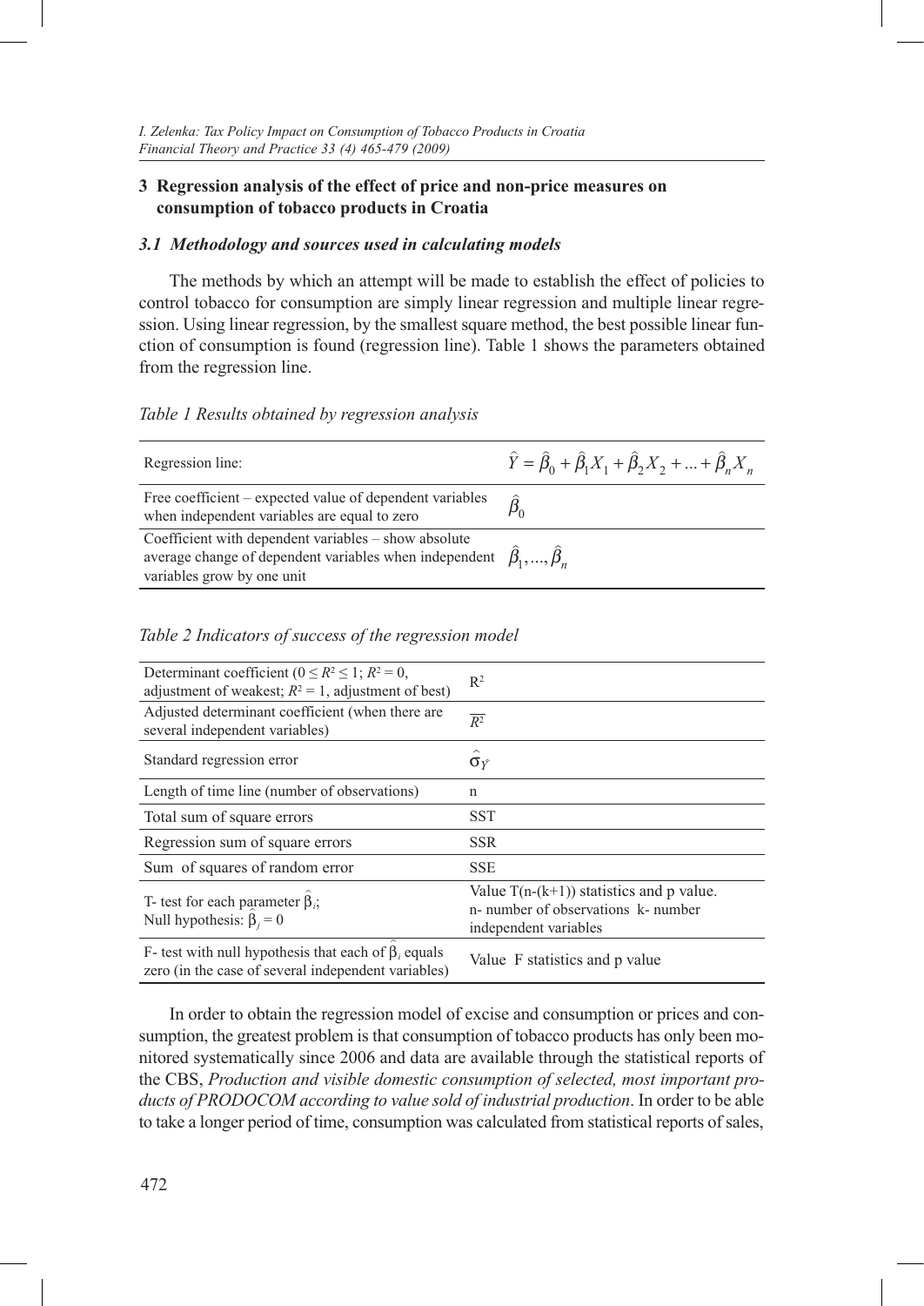## 3 Regression analysis of the effect of price and non-price measures on consumption of tobacco products in Croatia

### *3.1 Methodology and sources used in calculating models*

The methods by which an attempt will be made to establish the effect of policies to control tobacco for consumption are simply linear regression and multiple linear regression. Using linear regression, by the smallest square method, the best possible linear function of consumption is found (regression line). Table 1 shows the parameters obtained from the regression line.

*Table 1 Results obtained by regression analysis*

| Regression line: | $\hat{Y} = \hat{\beta}_0 + \hat{\beta}_1 X_1 + \hat{\beta}_2 X_2 + ... + \hat{\beta}_n X_n$ |
|---|---|
| Free coefficient – expected value of dependent variables when independent variables are equal to zero | $\hat{\beta}_0$ |
| Coefficient with dependent variables – show absolute average change of dependent variables when independent variables grow by one unit | $\hat{\beta}_1, ..., \hat{\beta}_n$ |

*Table 2 Indicators of success of the regression model*

| Determinant coefficient ($0 \leq R^2 \leq 1$; $R^2 = 0$, adjustment of weakest; $R^2 = 1$, adjustment of best) | $R^2$ |
|---|---|
| Adjusted determinant coefficient (when there are several independent variables) | $\overline{R^2}$ |
| Standard regression error | $\hat{\sigma}_Y$ |
| Length of time line (number of observations) | n |
| Total sum of square errors | SST |
| Regression sum of square errors | SSR |
| Sum of squares of random error | SSE |
| T- test for each parameter $\hat{\beta}_i$; Null hypothesis: $\hat{\beta}_j = 0$ | Value $T(n-(k+1))$ statistics and p value. n- number of observations k- number independent variables |
| F- test with null hypothesis that each of $\hat{\beta}_i$ equals zero (in the case of several independent variables) | Value F statistics and p value |

In order to obtain the regression model of excise and consumption or prices and consumption, the greatest problem is that consumption of tobacco products has only been monitored systematically since 2006 and data are available through the statistical reports of the CBS, *Production and visible domestic consumption of selected, most important products of PRODOCOM according to value sold of industrial production*. In order to be able to take a longer period of time, consumption was calculated from statistical reports of sales,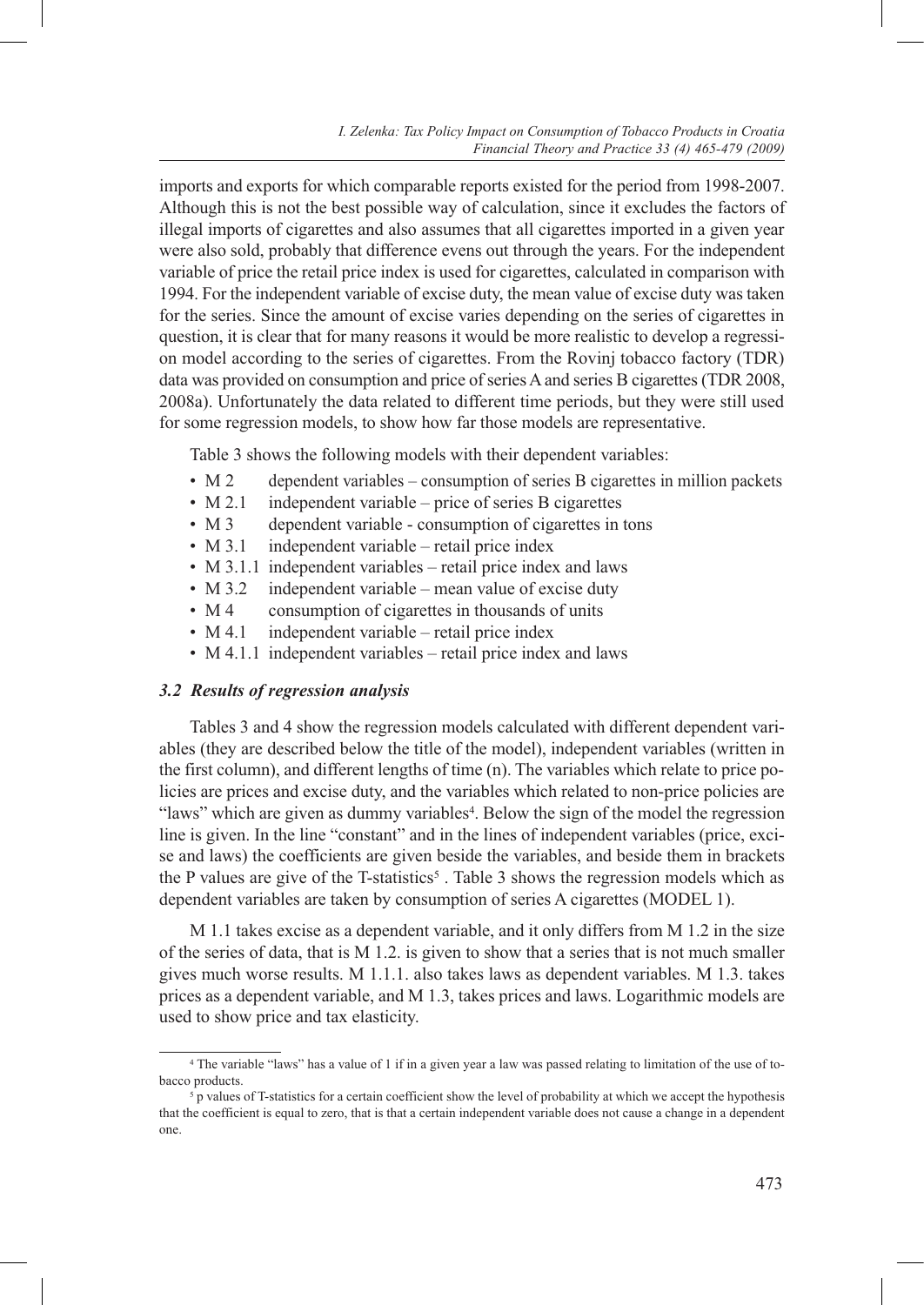imports and exports for which comparable reports existed for the period from 1998-2007. Although this is not the best possible way of calculation, since it excludes the factors of illegal imports of cigarettes and also assumes that all cigarettes imported in a given year were also sold, probably that difference evens out through the years. For the independent variable of price the retail price index is used for cigarettes, calculated in comparison with 1994. For the independent variable of excise duty, the mean value of excise duty was taken for the series. Since the amount of excise varies depending on the series of cigarettes in question, it is clear that for many reasons it would be more realistic to develop a regression model according to the series of cigarettes. From the Rovinj tobacco factory (TDR) data was provided on consumption and price of series A and series B cigarettes (TDR 2008, 2008a). Unfortunately the data related to different time periods, but they were still used for some regression models, to show how far those models are representative.

Table 3 shows the following models with their dependent variables:

- M 2 dependent variables – consumption of series B cigarettes in million packets
- M 2.1 independent variable – price of series B cigarettes
- M 3 dependent variable - consumption of cigarettes in tons
- M 3.1 independent variable – retail price index
- M 3.1.1 independent variables – retail price index and laws
- M 3.2 independent variable – mean value of excise duty
- M 4 consumption of cigarettes in thousands of units
- M 4.1 independent variable – retail price index
- M 4.1.1 independent variables – retail price index and laws

### *3.2 Results of regression analysis*

Tables 3 and 4 show the regression models calculated with different dependent variables (they are described below the title of the model), independent variables (written in the first column), and different lengths of time (n). The variables which relate to price policies are prices and excise duty, and the variables which related to non-price policies are "laws" which are given as dummy variables[4]. Below the sign of the model the regression line is given. In the line "constant" and in the lines of independent variables (price, excise and laws) the coefficients are given beside the variables, and beside them in brackets the P values are give of the T-statistics[5] . Table 3 shows the regression models which as dependent variables are taken by consumption of series A cigarettes (MODEL 1).

M 1.1 takes excise as a dependent variable, and it only differs from M 1.2 in the size of the series of data, that is M 1.2. is given to show that a series that is not much smaller gives much worse results. M 1.1.1. also takes laws as dependent variables. M 1.3. takes prices as a dependent variable, and M 1.3, takes prices and laws. Logarithmic models are used to show price and tax elasticity.

---

[4] The variable "laws" has a value of 1 if in a given year a law was passed relating to limitation of the use of tobacco products.

[5] p values of T-statistics for a certain coefficient show the level of probability at which we accept the hypothesis that the coefficient is equal to zero, that is that a certain independent variable does not cause a change in a dependent one.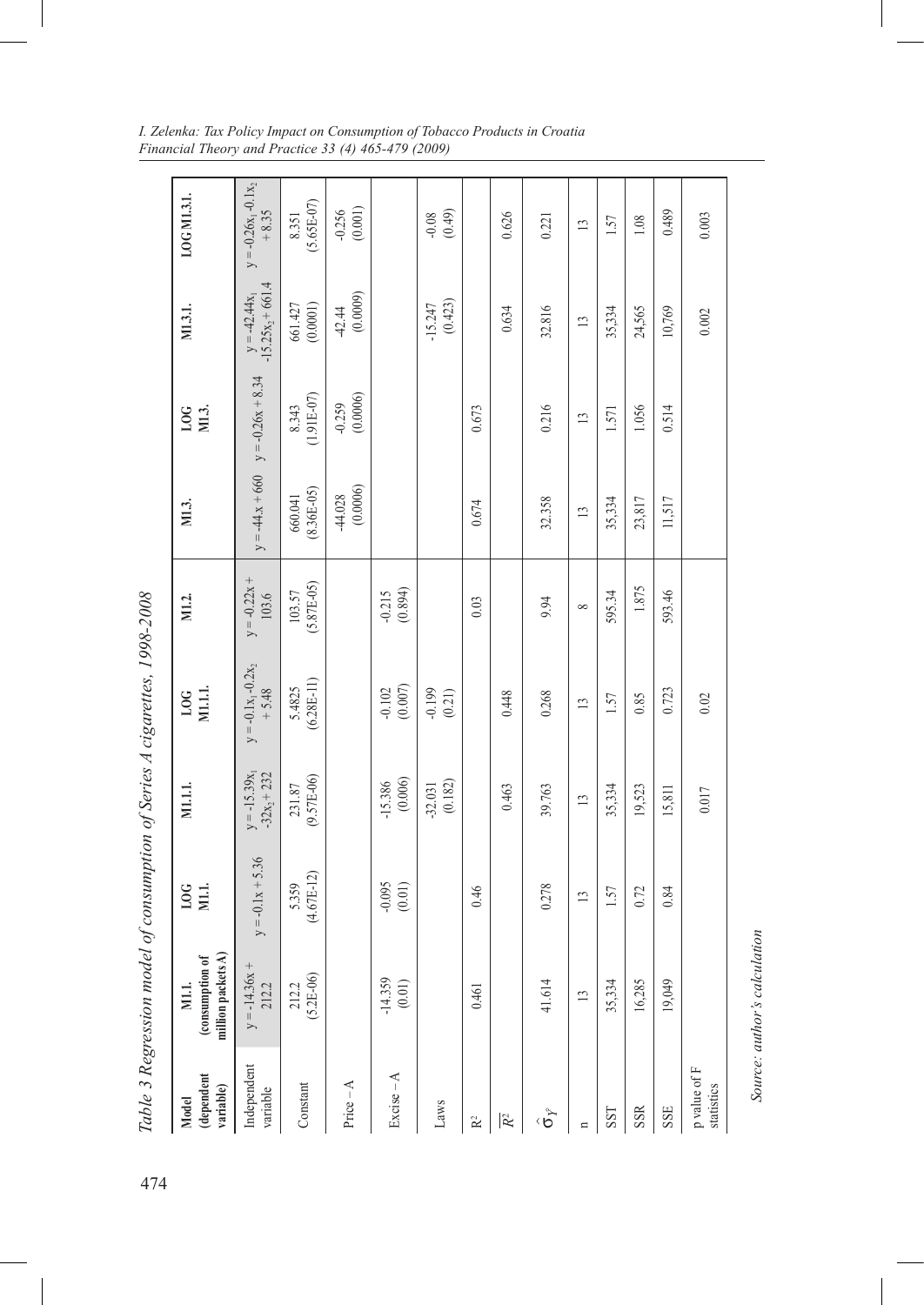*Table 3 Regression model of consumption of Series A cigarettes, 1998-2008*

| Model (dependent variable) | M1.1. (consumption of million packets A) | LOG M1.1. | M1.1.1. | LOG M1.1.1. | M1.2. | M1.3. | LOG M1.3. | M1.3.1. | LOG M1.3.1. |
|---|---|---|---|---|---|---|---|---|---|
| Independent variable | $y = -14.36x + 212.2$ | $y = -0.1x + 5.36$ | $y = -15.39x_1 - 32x_2 + 232$ | $y = -0.1x_1 - 0.2x_2 + 5.48$ | $y = -0.22x + 103.6$ | $y = -44x + 660$ | $y = -0.26x + 8.34$ | $y = -42.44x_1 - 15.25x_2 + 661.4$ | $y = -0.26x_1 - 0.1x_2 + 8.35$ |
| Constant | 212.2 (5.2E-06) | 5.359 (4.67E-12) | 231.87 (9.57E-06) | 5.4825 (6.28E-11) | 103.57 (5.87E-05) | 660.041 (8.36E-05) | 8.343 (1.91E-07) | 661.427 (0.0001) | 8.351 (5.65E-07) |
| Price – A | | | | | | -44.028 (0.0006) | -0.259 (0.0006) | -42.44 (0.0009) | -0.256 (0.001) |
| Excise – A | -14.359 (0.01) | -0.095 (0.01) | -15.386 (0.006) | -0.102 (0.007) | -0.215 (0.894) | | | | |
| Laws | | | -32.031 (0.182) | -0.199 (0.21) | | | | -15.247 (0.423) | -0.08 (0.49) |
| $R^2$ | 0.461 | 0.46 | | | 0.03 | 0.674 | 0.673 | | |
| $\overline{R}^2$ | | | 0.463 | 0.448 | | | | 0.634 | 0.626 |
| $\hat{\sigma}_{\hat{Y}}$ | 41.614 | 0.278 | 39.763 | 0.268 | 9.94 | 32.358 | 0.216 | 32.816 | 0.221 |
| n | 13 | 13 | 13 | 13 | 8 | 13 | 13 | 13 | 13 |
| SST | 35,334 | 1.57 | 35,334 | 1.57 | 595.34 | 35,334 | 1.571 | 35,334 | 1.57 |
| SSR | 16,285 | 0.72 | 19,523 | 0.85 | 1.875 | 23,817 | 1.056 | 24,565 | 1.08 |
| SSE | 19,049 | 0.84 | 15,811 | 0.723 | 593.46 | 11,517 | 0.514 | 10,769 | 0.489 |
| p value of F statistics | | | 0.017 | 0.02 | | | | 0.002 | 0.003 |

*Source: author's calculation*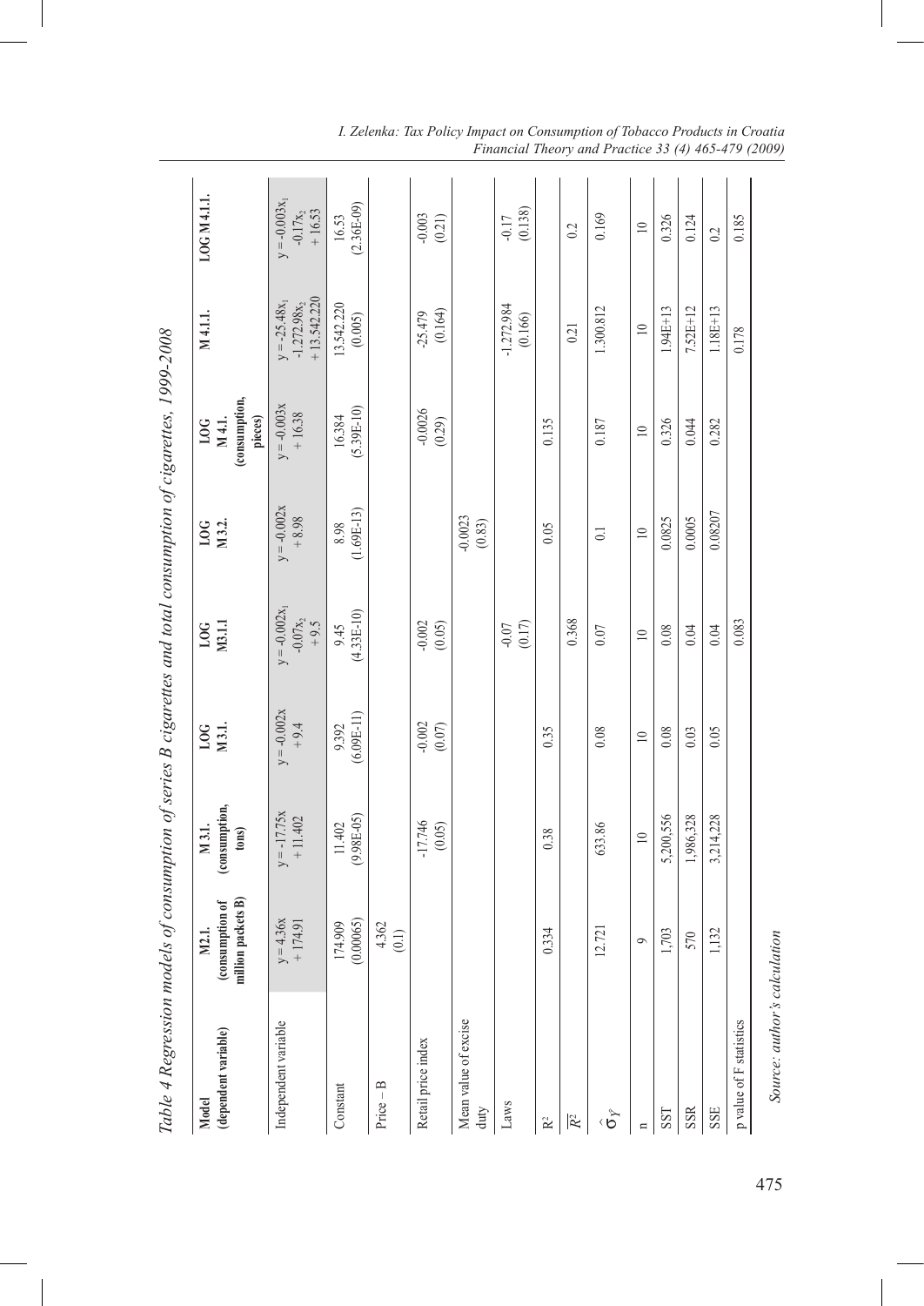*Table 4 Regression models of consumption of series B cigarettes and total consumption of cigarettes, 1999-2008*

| Model (dependent variable) | M2.1. (consumption of million packets B) | M 3.1. (consumption, tons) | LOG M3.1. | LOG M3.1.1 | LOG M 3.2. | LOG M 4.1. (consumption, pieces) | M 4.1.1. | LOG M 4.1.1. |
|---|---|---|---|---|---|---|---|---|
| Independent variable | $y = 4.36x + 174.91$ | $y = -17.75x + 11.402$ | $y = -0.002x + 9.4$ | $y = -0.002x_1 - 0.07x_2 + 9.5$ | $y = -0.002x + 8.98$ | $y = -0.003x + 16.38$ | $y = -25.48x_1 - 1.272.98x_2 + 13.542.220$ | $y = -0.003x_1 - 0.17x_2 + 16.53$ |
| Constant | 174.909 (0.00065) | 11.402 (9.98E-05) | 9.392 (6.09E-11) | 9.45 (4.33E-10) | 8.98 (1.69E-13) | 16.384 (5.39E-10) | 13.542.220 (0.005) | 16.53 (2.36E-09) |
| Price – B | 4.362 (0.1) | | | | | | | |
| Retail price index | | -17.746 (0.05) | -0.002 (0.07) | -0.002 (0.05) | | -0.0026 (0.29) | -25.479 (0.164) | -0.003 (0.21) |
| Mean value of excise duty | | | | | -0.0023 (0.83) | | | |
| Laws | | | | -0.07 (0.17) | | | -1.272.984 (0.166) | -0.17 (0.138) |
| $R^2$ | 0.334 | 0.38 | 0.35 | | 0.05 | 0.135 | | |
| $\overline{R}^2$ | | | | 0.368 | | | 0.21 | 0.2 |
| $\hat{\sigma}_{\hat{Y}}$ | 12.721 | 633.86 | 0.08 | 0.07 | 0.1 | 0.187 | 1.300.812 | 0.169 |
| n | 9 | 10 | 10 | 10 | 10 | 10 | 10 | 10 |
| SST | 1,703 | 5,200,556 | 0.08 | 0.08 | 0.0825 | 0.326 | 1.94E+13 | 0.326 |
| SSR | 570 | 1,986,328 | 0.03 | 0.04 | 0.0005 | 0.044 | 7.52E+12 | 0.124 |
| SSE | 1,132 | 3,214,228 | 0.05 | 0.04 | 0.08207 | 0.282 | 1.18E+13 | 0.2 |
| p value of F statistics | | | | 0.083 | | | 0.178 | 0.185 |

*Source: author's calculation*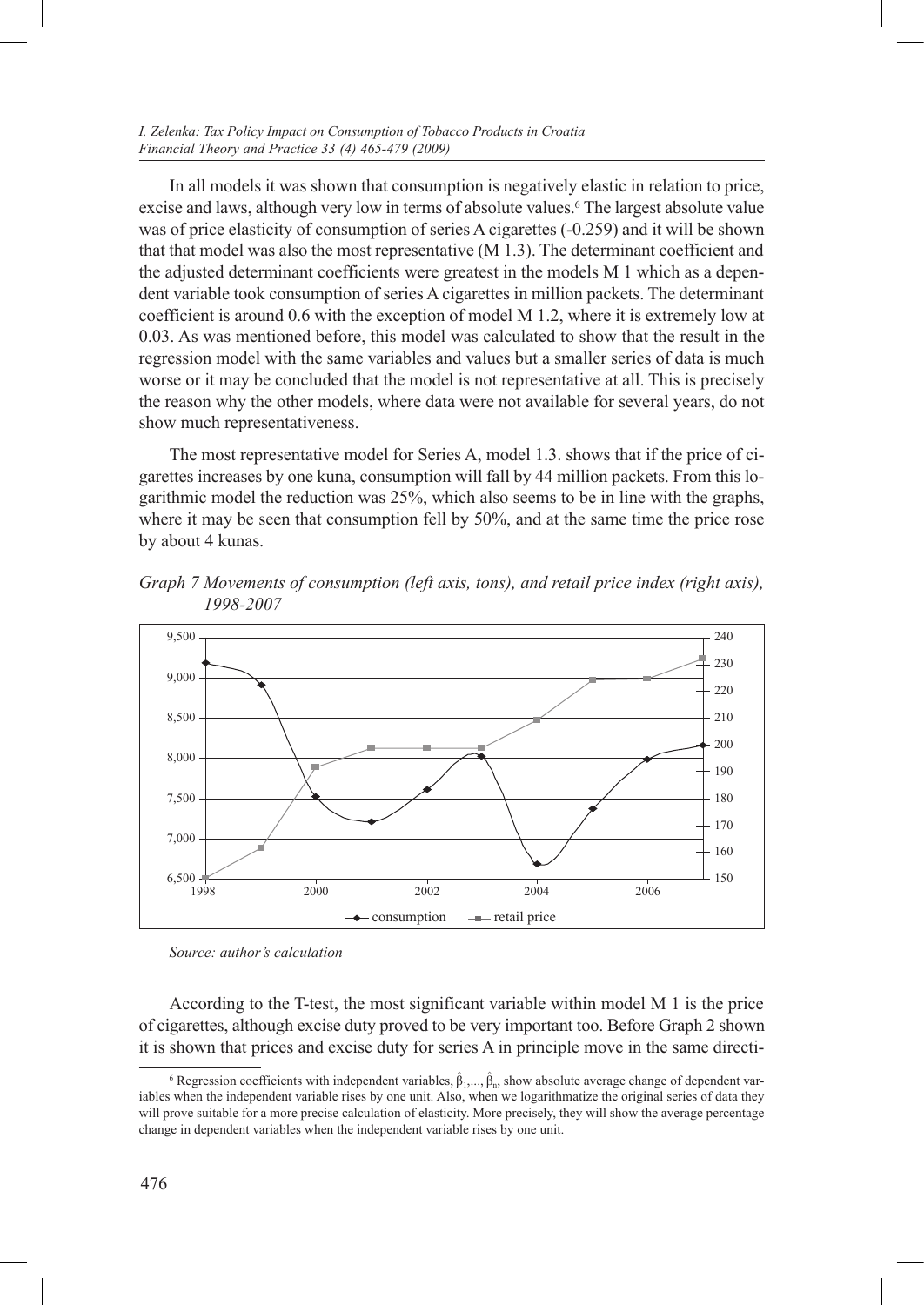In all models it was shown that consumption is negatively elastic in relation to price, excise and laws, although very low in terms of absolute values.[6] The largest absolute value was of price elasticity of consumption of series A cigarettes (-0.259) and it will be shown that that model was also the most representative (M 1.3). The determinant coefficient and the adjusted determinant coefficients were greatest in the models M 1 which as a dependent variable took consumption of series A cigarettes in million packets. The determinant coefficient is around 0.6 with the exception of model M 1.2, where it is extremely low at 0.03. As was mentioned before, this model was calculated to show that the result in the regression model with the same variables and values but a smaller series of data is much worse or it may be concluded that the model is not representative at all. This is precisely the reason why the other models, where data were not available for several years, do not show much representativeness.

The most representative model for Series A, model 1.3. shows that if the price of cigarettes increases by one kuna, consumption will fall by 44 million packets. From this logarithmic model the reduction was 25%, which also seems to be in line with the graphs, where it may be seen that consumption fell by 50%, and at the same time the price rose by about 4 kunas.

*Graph 7 Movements of consumption (left axis, tons), and retail price index (right axis), 1998-2007*

*Source: author's calculation*

According to the T-test, the most significant variable within model M 1 is the price of cigarettes, although excise duty proved to be very important too. Before Graph 2 shown it is shown that prices and excise duty for series A in principle move in the same directi-

[6] Regression coefficients with independent variables, $\hat{\beta}_1, \ldots, \hat{\beta}_n$, show absolute average change of dependent variables when the independent variable rises by one unit. Also, when we logarithmatize the original series of data they will prove suitable for a more precise calculation of elasticity. More precisely, they will show the average percentage change in dependent variables when the independent variable rises by one unit.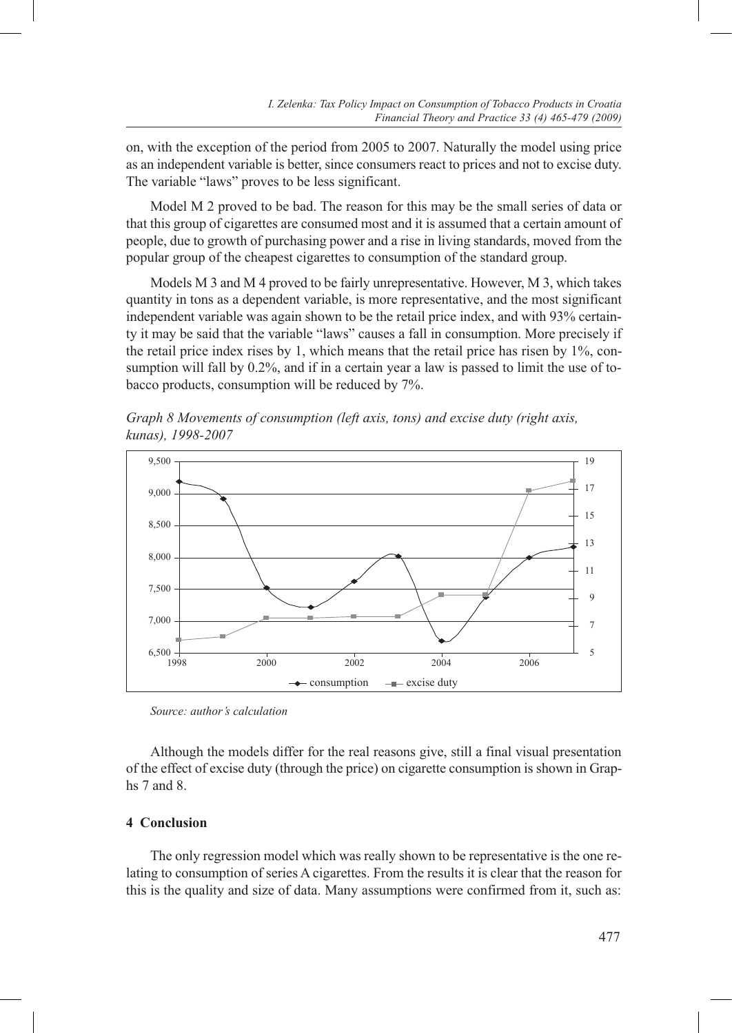on, with the exception of the period from 2005 to 2007. Naturally the model using price as an independent variable is better, since consumers react to prices and not to excise duty. The variable "laws" proves to be less significant.

Model M 2 proved to be bad. The reason for this may be the small series of data or that this group of cigarettes are consumed most and it is assumed that a certain amount of people, due to growth of purchasing power and a rise in living standards, moved from the popular group of the cheapest cigarettes to consumption of the standard group.

Models M 3 and M 4 proved to be fairly unrepresentative. However, M 3, which takes quantity in tons as a dependent variable, is more representative, and the most significant independent variable was again shown to be the retail price index, and with 93% certainty it may be said that the variable "laws" causes a fall in consumption. More precisely if the retail price index rises by 1, which means that the retail price has risen by 1%, consumption will fall by 0.2%, and if in a certain year a law is passed to limit the use of tobacco products, consumption will be reduced by 7%.

*Graph 8 Movements of consumption (left axis, tons) and excise duty (right axis, kunas), 1998-2007*

*Source: author's calculation*

Although the models differ for the real reasons give, still a final visual presentation of the effect of excise duty (through the price) on cigarette consumption is shown in Graphs 7 and 8.

## 4 Conclusion

The only regression model which was really shown to be representative is the one relating to consumption of series A cigarettes. From the results it is clear that the reason for this is the quality and size of data. Many assumptions were confirmed from it, such as: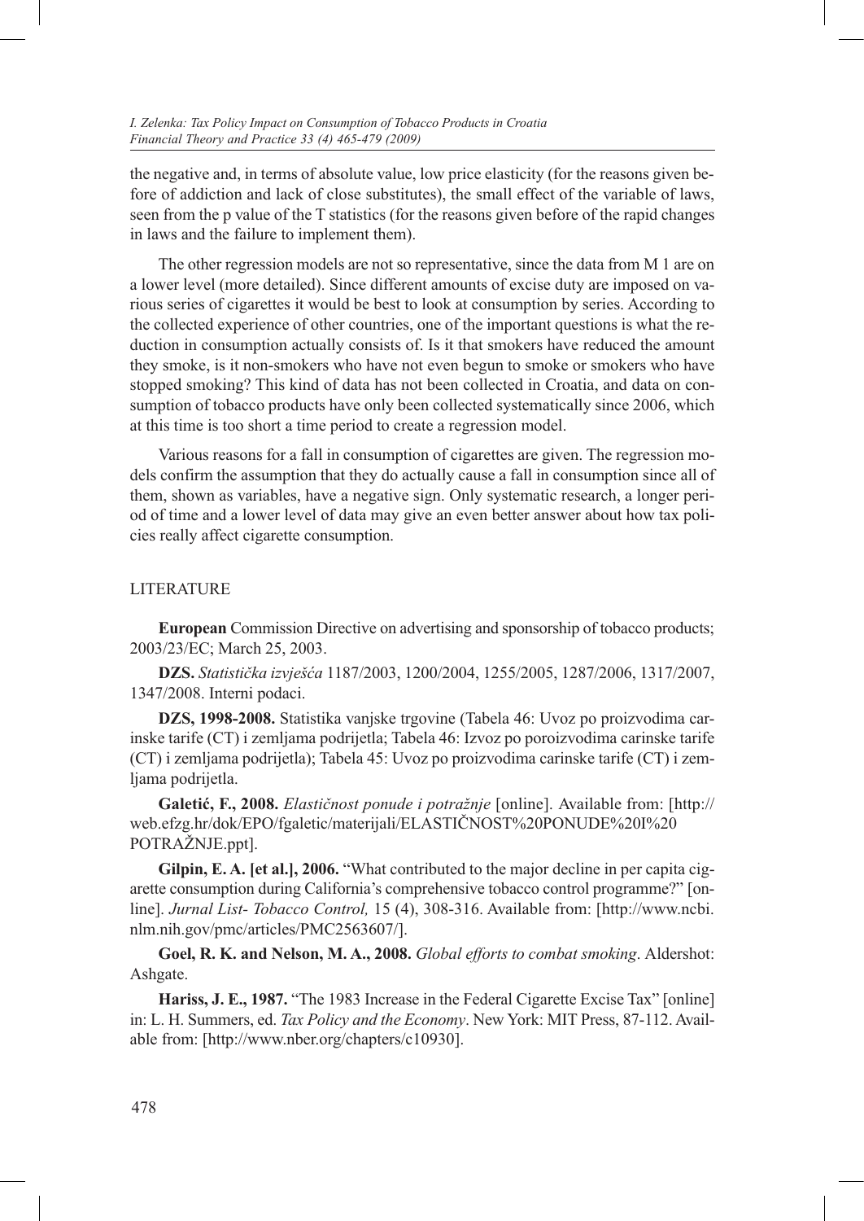the negative and, in terms of absolute value, low price elasticity (for the reasons given before of addiction and lack of close substitutes), the small effect of the variable of laws, seen from the p value of the T statistics (for the reasons given before of the rapid changes in laws and the failure to implement them).

The other regression models are not so representative, since the data from M 1 are on a lower level (more detailed). Since different amounts of excise duty are imposed on various series of cigarettes it would be best to look at consumption by series. According to the collected experience of other countries, one of the important questions is what the reduction in consumption actually consists of. Is it that smokers have reduced the amount they smoke, is it non-smokers who have not even begun to smoke or smokers who have stopped smoking? This kind of data has not been collected in Croatia, and data on consumption of tobacco products have only been collected systematically since 2006, which at this time is too short a time period to create a regression model.

Various reasons for a fall in consumption of cigarettes are given. The regression models confirm the assumption that they do actually cause a fall in consumption since all of them, shown as variables, have a negative sign. Only systematic research, a longer period of time and a lower level of data may give an even better answer about how tax policies really affect cigarette consumption.

## LITERATURE

**European** Commission Directive on advertising and sponsorship of tobacco products; 2003/23/EC; March 25, 2003.

**DZS.** *Statistička izvješća* 1187/2003, 1200/2004, 1255/2005, 1287/2006, 1317/2007, 1347/2008. Interni podaci.

**DZS, 1998-2008.** Statistika vanjske trgovine (Tabela 46: Uvoz po proizvodima carinske tarife (CT) i zemljama podrijetla; Tabela 46: Izvoz po poroizvodima carinske tarife (CT) i zemljama podrijetla); Tabela 45: Uvoz po proizvodima carinske tarife (CT) i zemljama podrijetla.

**Galetić, F., 2008.** *Elastičnost ponude i potražnje* [online]. Available from: [http://web.efzg.hr/dok/EPO/fgaletic/materijali/ELASTIČNOST%20PONUDE%20I%20POTRAŽNJE.ppt].

**Gilpin, E. A. [et al.], 2006.** "What contributed to the major decline in per capita cigarette consumption during California's comprehensive tobacco control programme?" [online]. *Jurnal List- Tobacco Control,* 15 (4), 308-316. Available from: [http://www.ncbi.nlm.nih.gov/pmc/articles/PMC2563607/].

**Goel, R. K. and Nelson, M. A., 2008.** *Global efforts to combat smoking*. Aldershot: Ashgate.

**Hariss, J. E., 1987.** "The 1983 Increase in the Federal Cigarette Excise Tax" [online] in: L. H. Summers, ed. *Tax Policy and the Economy*. New York: MIT Press, 87-112. Available from: [http://www.nber.org/chapters/c10930].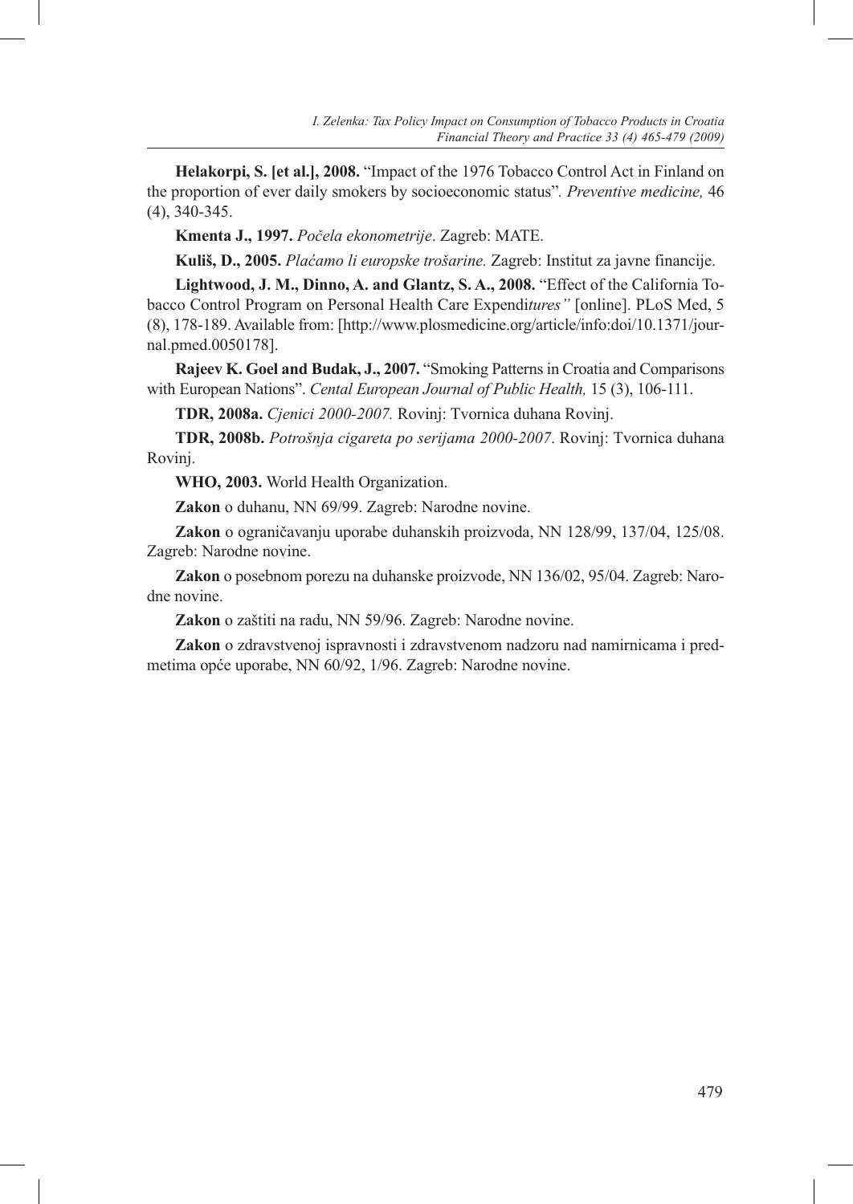**Helakorpi, S. [et al.], 2008.** "Impact of the 1976 Tobacco Control Act in Finland on the proportion of ever daily smokers by socioeconomic status"*. Preventive medicine,* 46 (4), 340-345.

**Kmenta J., 1997.** *Počela ekonometrije*. Zagreb: MATE.

**Kuliš, D., 2005.** *Plaćamo li europske trošarine.* Zagreb: Institut za javne financije.

**Lightwood, J. M., Dinno, A. and Glantz, S. A., 2008.** "Effect of the California Tobacco Control Program on Personal Health Care Expend*itures"* [online]. PLoS Med, 5 (8), 178-189. Available from: [http://www.plosmedicine.org/article/info:doi/10.1371/journal.pmed.0050178].

**Rajeev K. Goel and Budak, J., 2007.** "Smoking Patterns in Croatia and Comparisons with European Nations". *Cental European Journal of Public Health,* 15 (3), 106-111.

**TDR, 2008a.** *Cjenici 2000-2007.* Rovinj: Tvornica duhana Rovinj.

**TDR, 2008b.** *Potrošnja cigareta po serijama 2000-2007*. Rovinj: Tvornica duhana Rovinj.

**WHO, 2003.** World Health Organization.

**Zakon** o duhanu, NN 69/99. Zagreb: Narodne novine.

**Zakon** o ograničavanju uporabe duhanskih proizvoda, NN 128/99, 137/04, 125/08. Zagreb: Narodne novine.

**Zakon** o posebnom porezu na duhanske proizvode, NN 136/02, 95/04. Zagreb: Narodne novine.

**Zakon** o zaštiti na radu, NN 59/96. Zagreb: Narodne novine.

**Zakon** o zdravstvenoj ispravnosti i zdravstvenom nadzoru nad namirnicama i predmetima opće uporabe, NN 60/92, 1/96. Zagreb: Narodne novine.